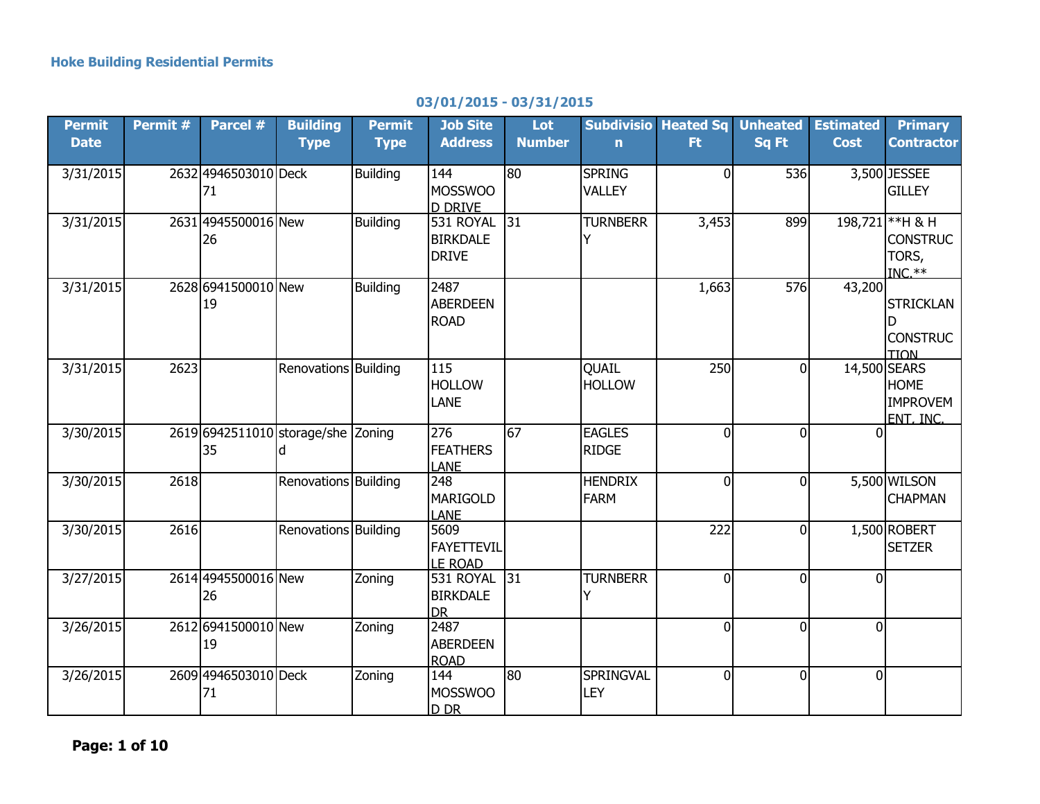**Hoke Building Residential Permits**

**03/01/2015 - 03/31/2015**

| Permit Date | Permit # | Parcel # | Building Type | Permit Type | Job Site Address | Lot Number | Subdivision | Heated Sq Ft | Unheated Sq Ft | Estimated Cost | Primary Contractor |
|---|---|---|---|---|---|---|---|---|---|---|---|
| 3/31/2015 | 2632 | 494650301071 | Deck | Building | 144 MOSSWOOD DRIVE | 80 | SPRING VALLEY | 0 | 536 | 3,500 | JESSEE GILLEY |
| 3/31/2015 | 2631 | 494550001626 | New | Building | 531 ROYAL BIRKDALE DRIVE | 31 | TURNBERRY | 3,453 | 899 | 198,721 | **H & H CONSTRUCTORS, INC.** |
| 3/31/2015 | 2628 | 694150001019 | New | Building | 2487 ABERDEEN ROAD | | | 1,663 | 576 | 43,200 | STRICKLAND CONSTRUCTION |
| 3/31/2015 | 2623 | | Renovations | Building | 115 HOLLOW LANE | | QUAIL HOLLOW | 250 | 0 | 14,500 | SEARS HOME IMPROVEMENT, INC. |
| 3/30/2015 | 2619 | 694251101035 | storage/shed | Zoning | 276 FEATHERS LANE | 67 | EAGLES RIDGE | 0 | 0 | 0 | |
| 3/30/2015 | 2618 | | Renovations | Building | 248 MARIGOLD LANE | | HENDRIX FARM | 0 | 0 | 5,500 | WILSON CHAPMAN |
| 3/30/2015 | 2616 | | Renovations | Building | 5609 FAYETTEVILLE ROAD | | | 222 | 0 | 1,500 | ROBERT SETZER |
| 3/27/2015 | 2614 | 494550001626 | New | Zoning | 531 ROYAL BIRKDALE DR | 31 | TURNBERRY | 0 | 0 | 0 | |
| 3/26/2015 | 2612 | 694150001019 | New | Zoning | 2487 ABERDEEN ROAD | | | 0 | 0 | 0 | |
| 3/26/2015 | 2609 | 494650301071 | Deck | Zoning | 144 MOSSWOOD DR | 80 | SPRINGVALLEY | 0 | 0 | 0 | |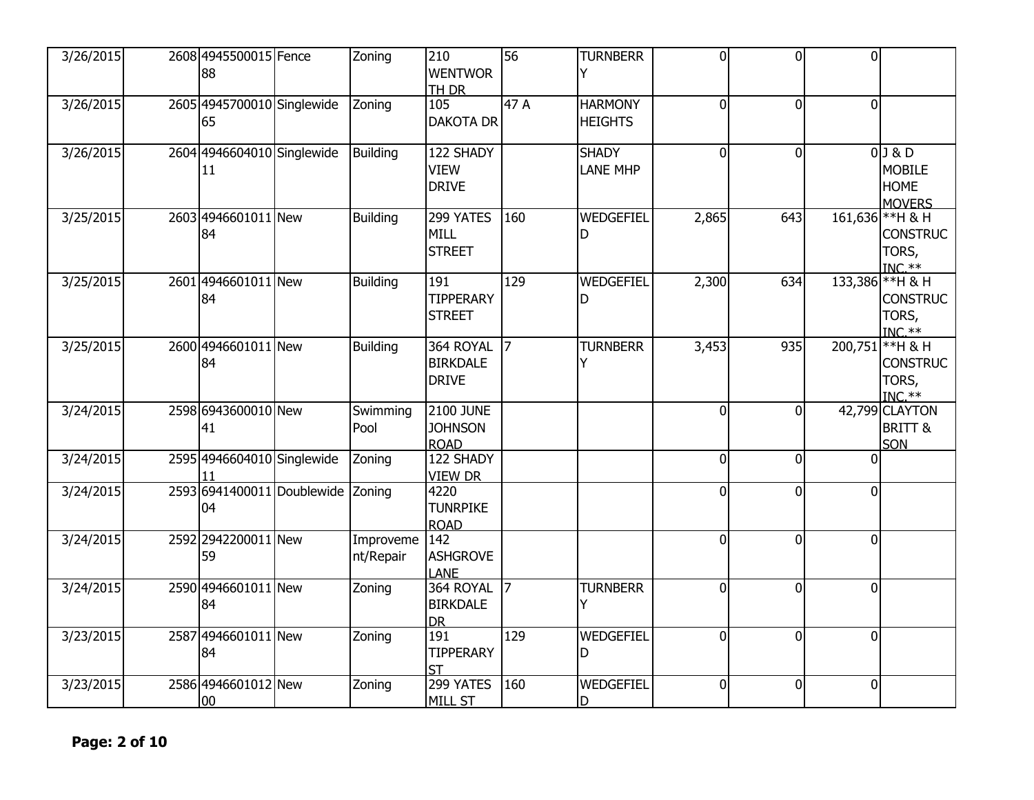| 3/26/2015 | 2608 | 494550001588 | Fence | Zoning | 210 WENTWORTH DR | 56 | TURNBERRY | 0 | 0 | 0 | |
|---|---|---|---|---|---|---|---|---|---|---|---|
| 3/26/2015 | 2605 | 494570001065 | Singlewide | Zoning | 105 DAKOTA DR | 47 A | HARMONY HEIGHTS | 0 | 0 | 0 | |
| 3/26/2015 | 2604 | 494660401011 | Singlewide | Building | 122 SHADY VIEW DRIVE | | SHADY LANE MHP | 0 | 0 | 0 | J & D MOBILE HOME MOVERS |
| 3/25/2015 | 2603 | 494660101184 | New | Building | 299 YATES MILL STREET | 160 | WEDGEFIELD | 2,865 | 643 | 161,636 | **H & H CONSTRUCTORS, INC.** |
| 3/25/2015 | 2601 | 494660101184 | New | Building | 191 TIPPERARY STREET | 129 | WEDGEFIELD | 2,300 | 634 | 133,386 | **H & H CONSTRUCTORS, INC.** |
| 3/25/2015 | 2600 | 494660101184 | New | Building | 364 ROYAL BIRKDALE DRIVE | 7 | TURNBERRY | 3,453 | 935 | 200,751 | **H & H CONSTRUCTORS, INC.** |
| 3/24/2015 | 2598 | 694360001041 | New | Swimming Pool | 2100 JUNE JOHNSON ROAD | | | 0 | 0 | 42,799 | CLAYTON BRITT & SON |
| 3/24/2015 | 2595 | 494660401011 | Singlewide | Zoning | 122 SHADY VIEW DR | | | 0 | 0 | 0 | |
| 3/24/2015 | 2593 | 694140001104 | Doublewide | Zoning | 4220 TUNRPIKE ROAD | | | 0 | 0 | 0 | |
| 3/24/2015 | 2592 | 294220001159 | New | Improvement/Repair | 142 ASHGROVE LANE | | | 0 | 0 | 0 | |
| 3/24/2015 | 2590 | 494660101184 | New | Zoning | 364 ROYAL BIRKDALE DR | 7 | TURNBERRY | 0 | 0 | 0 | |
| 3/23/2015 | 2587 | 494660101184 | New | Zoning | 191 TIPPERARY ST | 129 | WEDGEFIELD | 0 | 0 | 0 | |
| 3/23/2015 | 2586 | 494660101200 | New | Zoning | 299 YATES MILL ST | 160 | WEDGEFIELD | 0 | 0 | 0 | |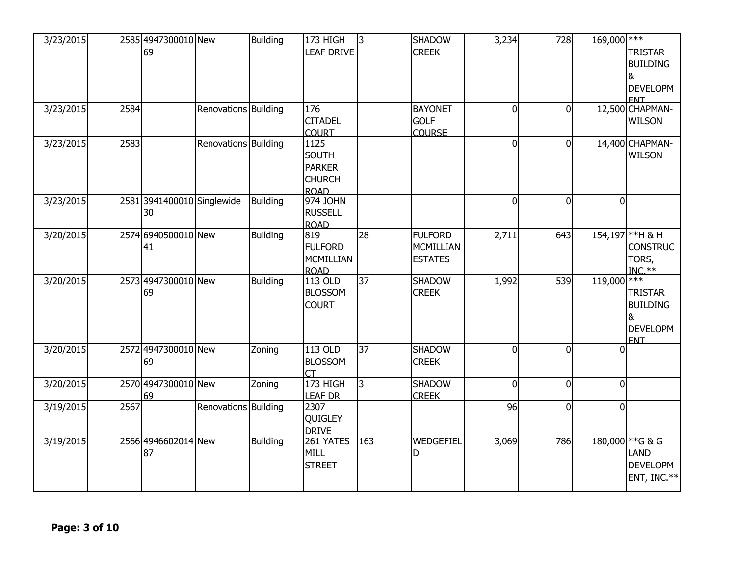| | | | | | | | | | | | |
|---|---|---|---|---|---|---|---|---|---|---|---|
| 3/23/2015 | 2585 | 494730001069 | New | Building | 173 HIGH LEAF DRIVE | 3 | SHADOW CREEK | 3,234 | 728 | 169,000 | *** TRISTAR BUILDING & DEVELOPMENT |
| 3/23/2015 | 2584 | | Renovations | Building | 176 CITADEL COURT | | BAYONET GOLF COURSE | 0 | 0 | 12,500 | CHAPMAN-WILSON |
| 3/23/2015 | 2583 | | Renovations | Building | 1125 SOUTH PARKER CHURCH ROAD | | | 0 | 0 | 14,400 | CHAPMAN-WILSON |
| 3/23/2015 | 2581 | 394140001030 | Singlewide | Building | 974 JOHN RUSSELL ROAD | | | 0 | 0 | 0 | |
| 3/20/2015 | 2574 | 694050001041 | New | Building | 819 FULFORD MCMILLIAN ROAD | 28 | FULFORD MCMILLIAN ESTATES | 2,711 | 643 | 154,197 | **H & H CONSTRUCTORS, INC.** |
| 3/20/2015 | 2573 | 494730001069 | New | Building | 113 OLD BLOSSOM COURT | 37 | SHADOW CREEK | 1,992 | 539 | 119,000 | *** TRISTAR BUILDING & DEVELOPMENT |
| 3/20/2015 | 2572 | 494730001069 | New | Zoning | 113 OLD BLOSSOM CT | 37 | SHADOW CREEK | 0 | 0 | 0 | |
| 3/20/2015 | 2570 | 494730001069 | New | Zoning | 173 HIGH LEAF DR | 3 | SHADOW CREEK | 0 | 0 | 0 | |
| 3/19/2015 | 2567 | | Renovations | Building | 2307 QUIGLEY DRIVE | | | 96 | 0 | 0 | |
| 3/19/2015 | 2566 | 494660201487 | New | Building | 261 YATES MILL STREET | 163 | WEDGEFIELD | 3,069 | 786 | 180,000 | **G & G LAND DEVELOPMENT, INC.** |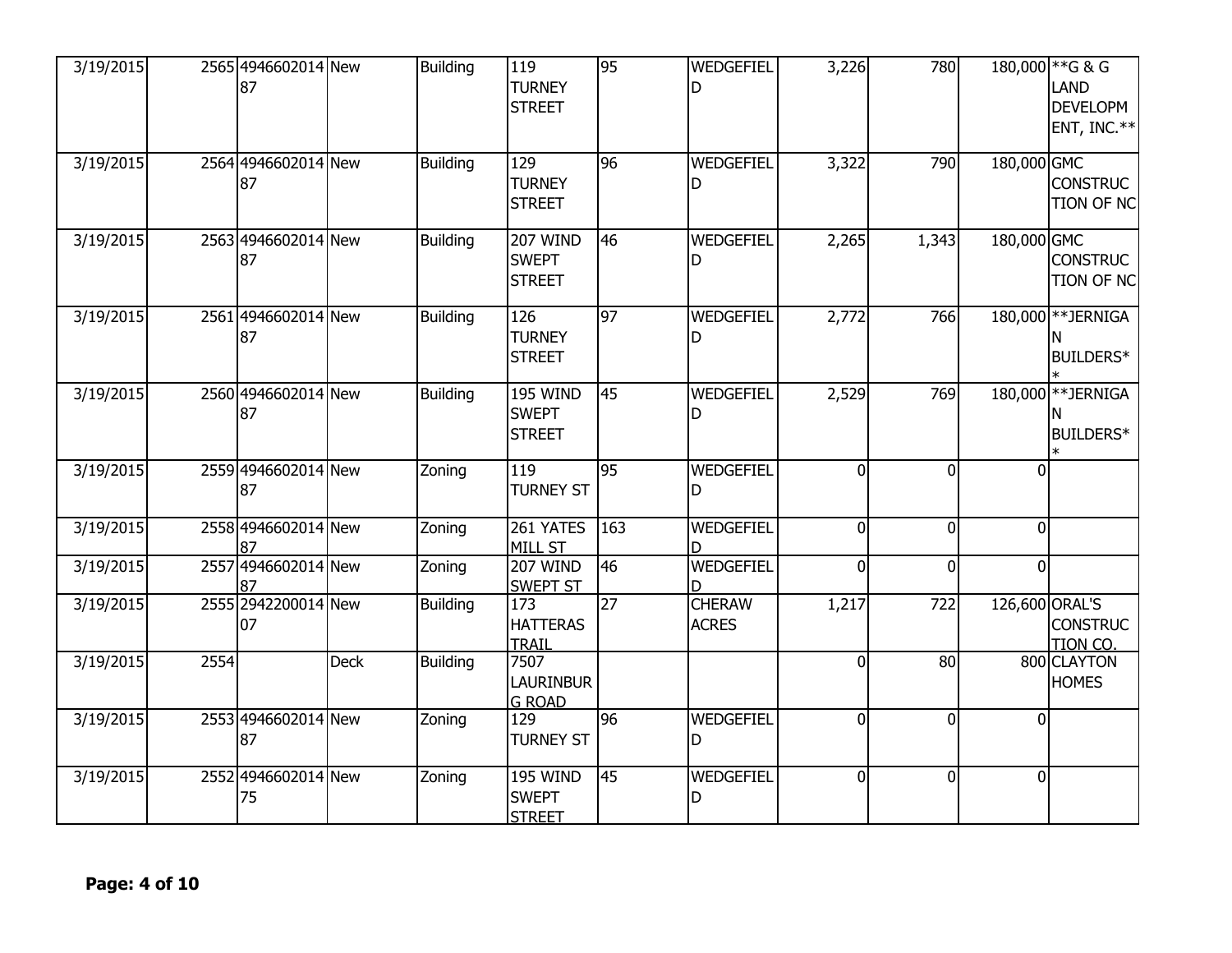| | | | | | | | | | | | |
|---|---|---|---|---|---|---|---|---|---|---|---|
| 3/19/2015 | 2565 | 494660201487 | New | Building | 119 TURNEY STREET | 95 | WEDGEFIELD | 3,226 | 780 | 180,000 | **G & G LAND DEVELOPMENT, INC.** |
| 3/19/2015 | 2564 | 494660201487 | New | Building | 129 TURNEY STREET | 96 | WEDGEFIELD | 3,322 | 790 | 180,000 | GMC CONSTRUCTION OF NC |
| 3/19/2015 | 2563 | 494660201487 | New | Building | 207 WIND SWEPT STREET | 46 | WEDGEFIELD | 2,265 | 1,343 | 180,000 | GMC CONSTRUCTION OF NC |
| 3/19/2015 | 2561 | 494660201487 | New | Building | 126 TURNEY STREET | 97 | WEDGEFIELD | 2,772 | 766 | 180,000 | **JERNIGAN BUILDERS** |
| 3/19/2015 | 2560 | 494660201487 | New | Building | 195 WIND SWEPT STREET | 45 | WEDGEFIELD | 2,529 | 769 | 180,000 | **JERNIGAN BUILDERS** |
| 3/19/2015 | 2559 | 494660201487 | New | Zoning | 119 TURNEY ST | 95 | WEDGEFIELD | 0 | 0 | 0 | |
| 3/19/2015 | 2558 | 494660201487 | New | Zoning | 261 YATES MILL ST | 163 | WEDGEFIELD | 0 | 0 | 0 | |
| 3/19/2015 | 2557 | 494660201487 | New | Zoning | 207 WIND SWEPT ST | 46 | WEDGEFIELD | 0 | 0 | 0 | |
| 3/19/2015 | 2555 | 294220001407 | New | Building | 173 HATTERAS TRAIL | 27 | CHERAW ACRES | 1,217 | 722 | 126,600 | ORAL'S CONSTRUCTION CO. |
| 3/19/2015 | 2554 | | Deck | Building | 7507 LAURINBURG ROAD | | | 0 | 80 | 800 | CLAYTON HOMES |
| 3/19/2015 | 2553 | 494660201487 | New | Zoning | 129 TURNEY ST | 96 | WEDGEFIELD | 0 | 0 | 0 | |
| 3/19/2015 | 2552 | 494660201475 | New | Zoning | 195 WIND SWEPT STREET | 45 | WEDGEFIELD | 0 | 0 | 0 | |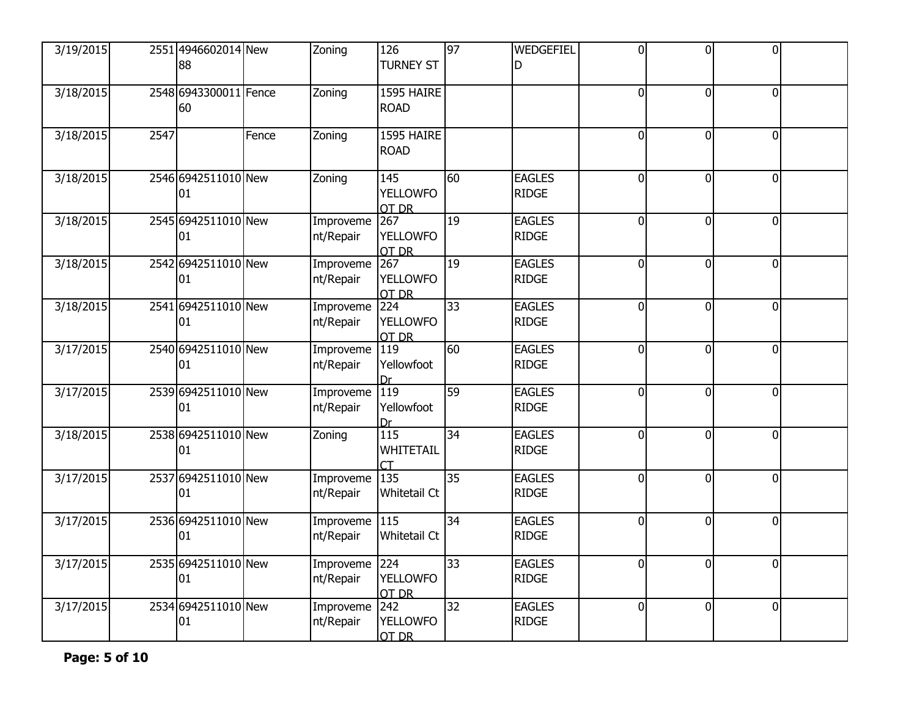| | | | | | | | | | | | |
|---|---|---|---|---|---|---|---|---|---|---|---|
| 3/19/2015 | 2551 | 494660201488 | New | Zoning | 126 TURNEY ST | 97 | WEDGEFIELD | 0 | 0 | 0 | |
| 3/18/2015 | 2548 | 694330001160 | Fence | Zoning | 1595 HAIRE ROAD | | | 0 | 0 | 0 | |
| 3/18/2015 | 2547 | | Fence | Zoning | 1595 HAIRE ROAD | | | 0 | 0 | 0 | |
| 3/18/2015 | 2546 | 694251101001 | New | Zoning | 145 YELLOWFOOT DR | 60 | EAGLES RIDGE | 0 | 0 | 0 | |
| 3/18/2015 | 2545 | 694251101001 | New | Improvement/Repair | 267 YELLOWFOOT DR | 19 | EAGLES RIDGE | 0 | 0 | 0 | |
| 3/18/2015 | 2542 | 694251101001 | New | Improvement/Repair | 267 YELLOWFOOT DR | 19 | EAGLES RIDGE | 0 | 0 | 0 | |
| 3/18/2015 | 2541 | 694251101001 | New | Improvement/Repair | 224 YELLOWFOOT DR | 33 | EAGLES RIDGE | 0 | 0 | 0 | |
| 3/17/2015 | 2540 | 694251101001 | New | Improvement/Repair | 119 Yellowfoot Dr | 60 | EAGLES RIDGE | 0 | 0 | 0 | |
| 3/17/2015 | 2539 | 694251101001 | New | Improvement/Repair | 119 Yellowfoot Dr | 59 | EAGLES RIDGE | 0 | 0 | 0 | |
| 3/18/2015 | 2538 | 694251101001 | New | Zoning | 115 WHITETAIL CT | 34 | EAGLES RIDGE | 0 | 0 | 0 | |
| 3/17/2015 | 2537 | 694251101001 | New | Improvement/Repair | 135 Whitetail Ct | 35 | EAGLES RIDGE | 0 | 0 | 0 | |
| 3/17/2015 | 2536 | 694251101001 | New | Improvement/Repair | 115 Whitetail Ct | 34 | EAGLES RIDGE | 0 | 0 | 0 | |
| 3/17/2015 | 2535 | 694251101001 | New | Improvement/Repair | 224 YELLOWFOOT DR | 33 | EAGLES RIDGE | 0 | 0 | 0 | |
| 3/17/2015 | 2534 | 694251101001 | New | Improvement/Repair | 242 YELLOWFOOT DR | 32 | EAGLES RIDGE | 0 | 0 | 0 | |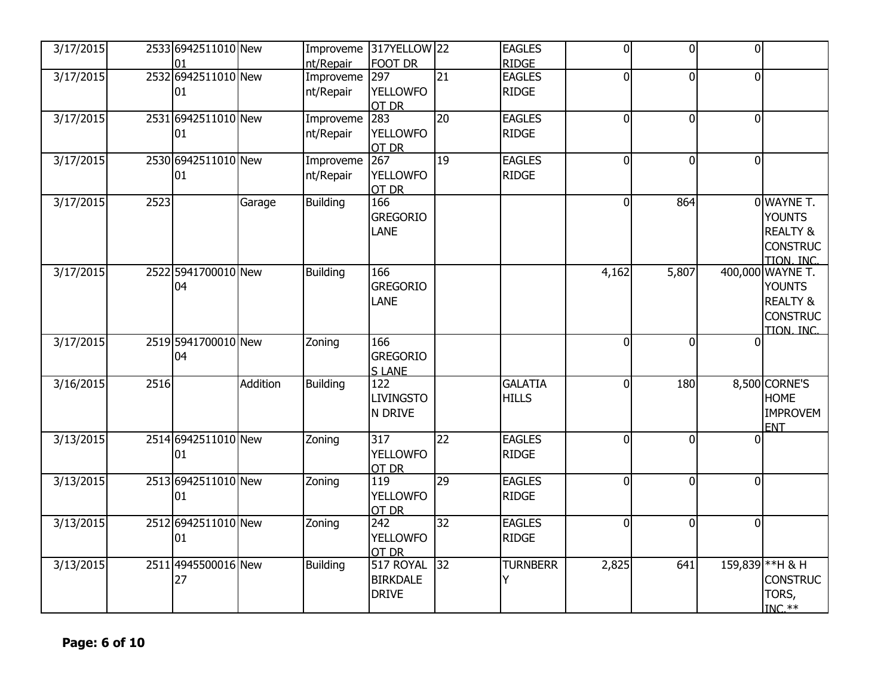| | | | | | | | | | | | |
|---|---|---|---|---|---|---|---|---|---|---|---|
| 3/17/2015 | 2533 | 694251101001 | New | Improvement/Repair | 317YELLOWFOOT DR | 22 | EAGLES RIDGE | 0 | 0 | 0 | |
| 3/17/2015 | 2532 | 694251101001 | New | Improvement/Repair | 297 YELLOWFOOT DR | 21 | EAGLES RIDGE | 0 | 0 | 0 | |
| 3/17/2015 | 2531 | 694251101001 | New | Improvement/Repair | 283 YELLOWFOOT DR | 20 | EAGLES RIDGE | 0 | 0 | 0 | |
| 3/17/2015 | 2530 | 694251101001 | New | Improvement/Repair | 267 YELLOWFOOT DR | 19 | EAGLES RIDGE | 0 | 0 | 0 | |
| 3/17/2015 | 2523 | | Garage | Building | 166 GREGORIO LANE | | | 0 | 864 | 0 | WAYNE T. YOUNTS REALTY & CONSTRUCTION, INC. |
| 3/17/2015 | 2522 | 594170001004 | New | Building | 166 GREGORIO LANE | | | 4,162 | 5,807 | 400,000 | WAYNE T. YOUNTS REALTY & CONSTRUCTION, INC. |
| 3/17/2015 | 2519 | 594170001004 | New | Zoning | 166 GREGORIOS LANE | | | 0 | 0 | 0 | |
| 3/16/2015 | 2516 | | Addition | Building | 122 LIVINGSTON DRIVE | | GALATIA HILLS | 0 | 180 | 8,500 | CORNE'S HOME IMPROVEMENT |
| 3/13/2015 | 2514 | 694251101001 | New | Zoning | 317 YELLOWFOOT DR | 22 | EAGLES RIDGE | 0 | 0 | 0 | |
| 3/13/2015 | 2513 | 694251101001 | New | Zoning | 119 YELLOWFOOT DR | 29 | EAGLES RIDGE | 0 | 0 | 0 | |
| 3/13/2015 | 2512 | 694251101001 | New | Zoning | 242 YELLOWFOOT DR | 32 | EAGLES RIDGE | 0 | 0 | 0 | |
| 3/13/2015 | 2511 | 494550001627 | New | Building | 517 ROYAL BIRKDALE DRIVE | 32 | TURNBERRY | 2,825 | 641 | 159,839 | **H & H CONSTRUCTORS, INC.** |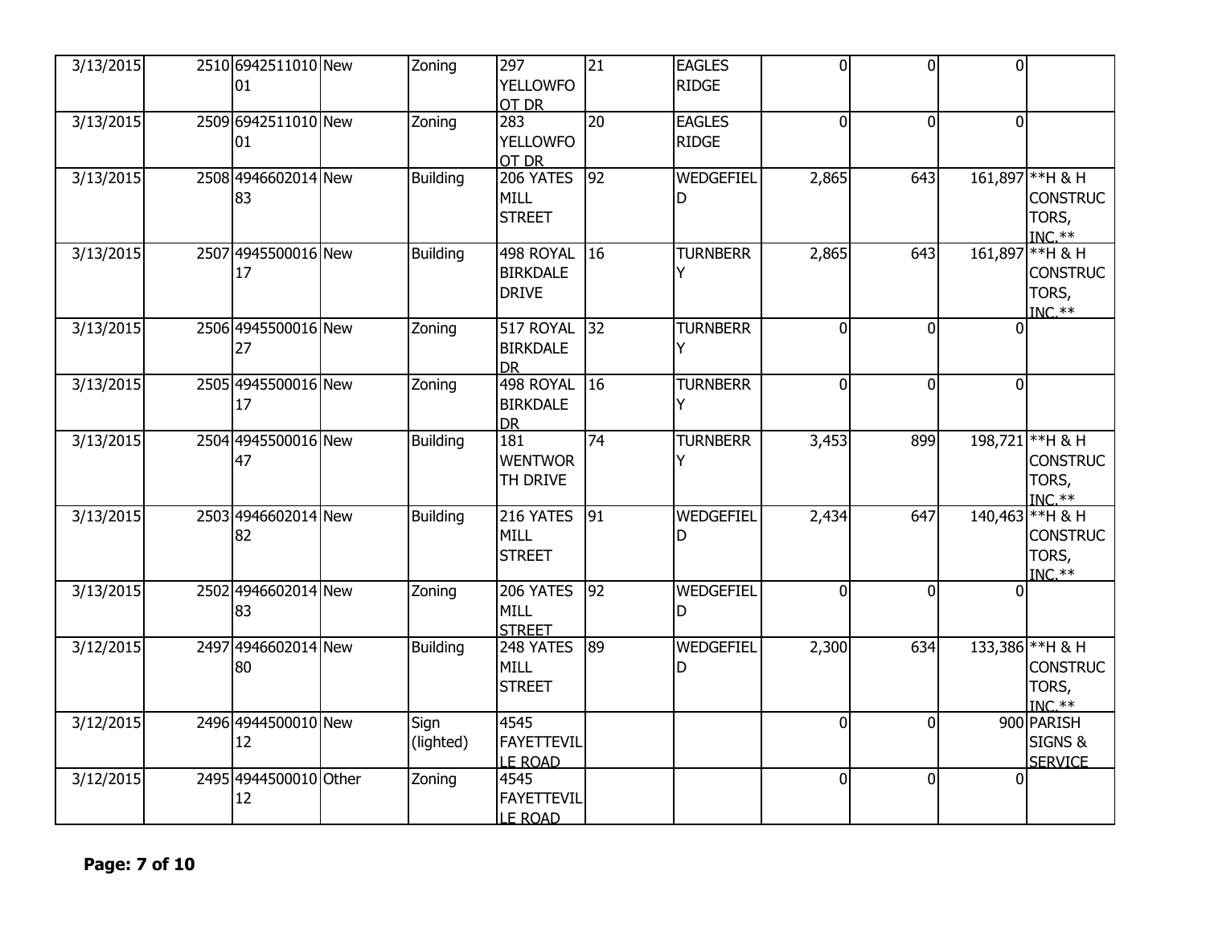| | | | | | | | | | | | |
|---|---|---|---|---|---|---|---|---|---|---|---|
| 3/13/2015 | 2510 | 694251101001 | New | Zoning | 297 YELLOWFOOT DR | 21 | EAGLES RIDGE | 0 | 0 | 0 | |
| 3/13/2015 | 2509 | 694251101001 | New | Zoning | 283 YELLOWFOOT DR | 20 | EAGLES RIDGE | 0 | 0 | 0 | |
| 3/13/2015 | 2508 | 494660201483 | New | Building | 206 YATES MILL STREET | 92 | WEDGEFIELD | 2,865 | 643 | 161,897 | **H & H CONSTRUCTORS, INC.** |
| 3/13/2015 | 2507 | 494550001617 | New | Building | 498 ROYAL BIRKDALE DRIVE | 16 | TURNBERRY | 2,865 | 643 | 161,897 | **H & H CONSTRUCTORS, INC.** |
| 3/13/2015 | 2506 | 494550001627 | New | Zoning | 517 ROYAL BIRKDALE DR | 32 | TURNBERRY | 0 | 0 | 0 | |
| 3/13/2015 | 2505 | 494550001617 | New | Zoning | 498 ROYAL BIRKDALE DR | 16 | TURNBERRY | 0 | 0 | 0 | |
| 3/13/2015 | 2504 | 494550001647 | New | Building | 181 WENTWORTH DRIVE | 74 | TURNBERRY | 3,453 | 899 | 198,721 | **H & H CONSTRUCTORS, INC.** |
| 3/13/2015 | 2503 | 494660201482 | New | Building | 216 YATES MILL STREET | 91 | WEDGEFIELD | 2,434 | 647 | 140,463 | **H & H CONSTRUCTORS, INC.** |
| 3/13/2015 | 2502 | 494660201483 | New | Zoning | 206 YATES MILL STREET | 92 | WEDGEFIELD | 0 | 0 | 0 | |
| 3/12/2015 | 2497 | 494660201480 | New | Building | 248 YATES MILL STREET | 89 | WEDGEFIELD | 2,300 | 634 | 133,386 | **H & H CONSTRUCTORS, INC.** |
| 3/12/2015 | 2496 | 494450001012 | New | Sign (lighted) | 4545 FAYETTEVILLE ROAD | | | 0 | 0 | 900 | PARISH SIGNS & SERVICE |
| 3/12/2015 | 2495 | 494450001012 | Other | Zoning | 4545 FAYETTEVILLE ROAD | | | 0 | 0 | 0 | |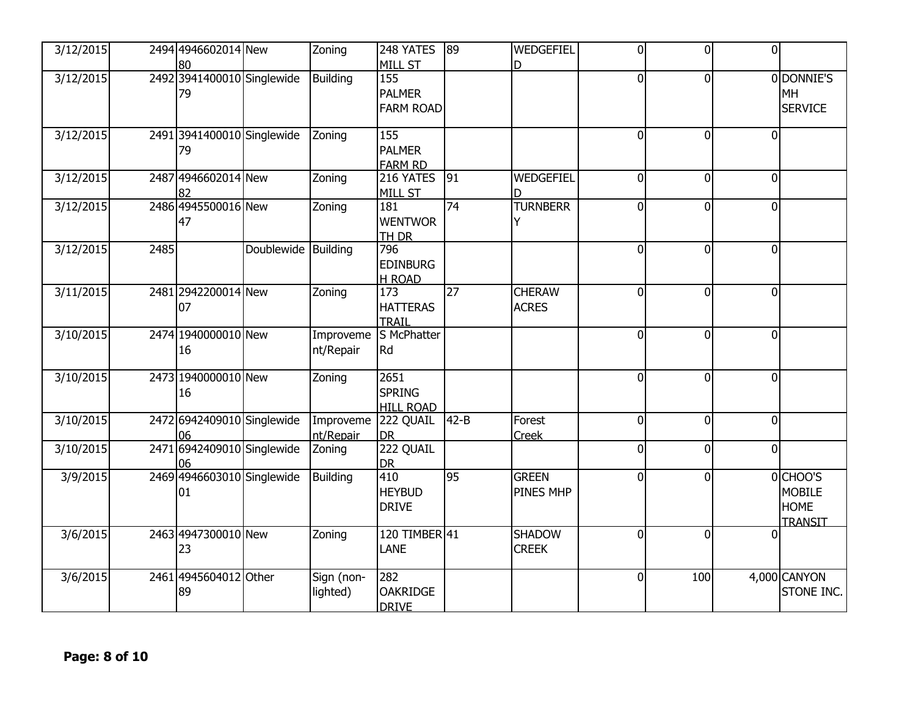| | | | | | | | | | | | |
|---|---|---|---|---|---|---|---|---|---|---|---|
| 3/12/2015 | 2494 | 494660201480 | New | Zoning | 248 YATES MILL ST | 89 | WEDGEFIELD | 0 | 0 | 0 | |
| 3/12/2015 | 2492 | 394140001079 | Singlewide | Building | 155 PALMER FARM ROAD | | | 0 | 0 | 0 | DONNIE'S MH SERVICE |
| 3/12/2015 | 2491 | 394140001079 | Singlewide | Zoning | 155 PALMER FARM RD | | | 0 | 0 | 0 | |
| 3/12/2015 | 2487 | 494660201482 | New | Zoning | 216 YATES MILL ST | 91 | WEDGEFIELD | 0 | 0 | 0 | |
| 3/12/2015 | 2486 | 494550001647 | New | Zoning | 181 WENTWORTH DR | 74 | TURNBERRY | 0 | 0 | 0 | |
| 3/12/2015 | 2485 | | Doublewide | Building | 796 EDINBURGH ROAD | | | 0 | 0 | 0 | |
| 3/11/2015 | 2481 | 294220001407 | New | Zoning | 173 HATTERAS TRAIL | 27 | CHERAW ACRES | 0 | 0 | 0 | |
| 3/10/2015 | 2474 | 194000001016 | New | Improvement/Repair | S McPhatter Rd | | | 0 | 0 | 0 | |
| 3/10/2015 | 2473 | 194000001016 | New | Zoning | 2651 SPRING HILL ROAD | | | 0 | 0 | 0 | |
| 3/10/2015 | 2472 | 694240901006 | Singlewide | Improvement/Repair | 222 QUAIL DR | 42-B | Forest Creek | 0 | 0 | 0 | |
| 3/10/2015 | 2471 | 694240901006 | Singlewide | Zoning | 222 QUAIL DR | | | 0 | 0 | 0 | |
| 3/9/2015 | 2469 | 494660301001 | Singlewide | Building | 410 HEYBUD DRIVE | 95 | GREEN PINES MHP | 0 | 0 | 0 | CHOO'S MOBILE HOME TRANSIT |
| 3/6/2015 | 2463 | 494730001023 | New | Zoning | 120 TIMBER LANE | 41 | SHADOW CREEK | 0 | 0 | 0 | |
| 3/6/2015 | 2461 | 494560401289 | Other | Sign (non-lighted) | 282 OAKRIDGE DRIVE | | | 0 | 100 | 4,000 | CANYON STONE INC. |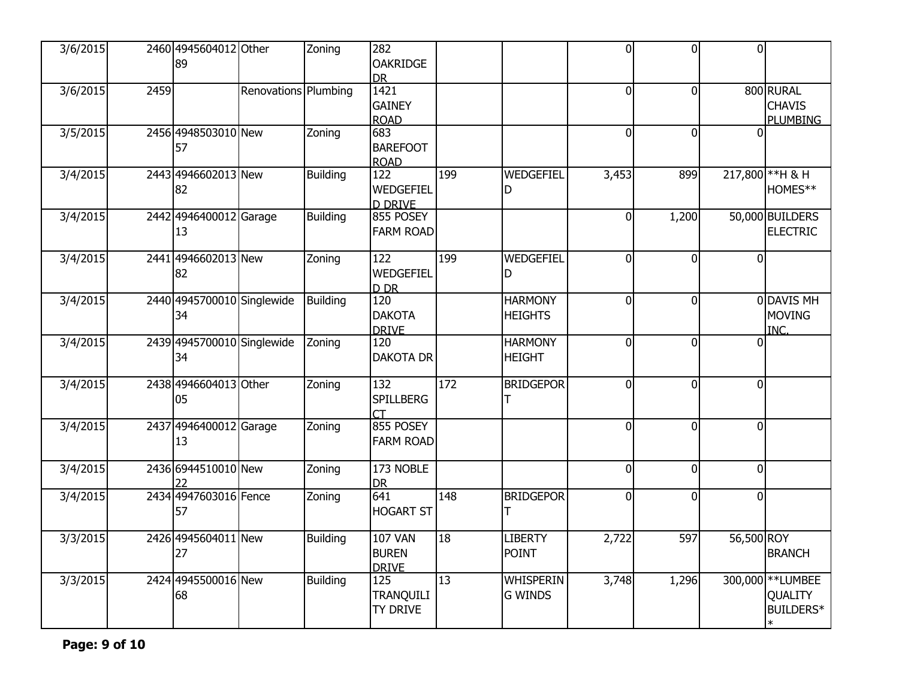| 3/6/2015 | 2460 | 494560401289 | Other | Zoning | 282 OAKRIDGE DR | | | 0 | 0 | 0 | |
|---|---|---|---|---|---|---|---|---|---|---|---|
| 3/6/2015 | 2459 | | Renovations | Plumbing | 1421 GAINEY ROAD | | | 0 | 0 | 800 | RURAL CHAVIS PLUMBING |
| 3/5/2015 | 2456 | 494850301057 | New | Zoning | 683 BAREFOOT ROAD | | | 0 | 0 | 0 | |
| 3/4/2015 | 2443 | 494660201382 | New | Building | 122 WEDGEFIELD DRIVE | 199 | WEDGEFIELD | 3,453 | 899 | 217,800 | **H & H HOMES** |
| 3/4/2015 | 2442 | 494640001213 | Garage | Building | 855 POSEY FARM ROAD | | | 0 | 1,200 | 50,000 | BUILDERS ELECTRIC |
| 3/4/2015 | 2441 | 494660201382 | New | Zoning | 122 WEDGEFIELD DR | 199 | WEDGEFIELD | 0 | 0 | 0 | |
| 3/4/2015 | 2440 | 494570001034 | Singlewide | Building | 120 DAKOTA DRIVE | | HARMONY HEIGHTS | 0 | 0 | 0 | DAVIS MH MOVING INC. |
| 3/4/2015 | 2439 | 494570001034 | Singlewide | Zoning | 120 DAKOTA DR | | HARMONY HEIGHT | 0 | 0 | 0 | |
| 3/4/2015 | 2438 | 494660401305 | Other | Zoning | 132 SPILLBERG CT | 172 | BRIDGEPORT | 0 | 0 | 0 | |
| 3/4/2015 | 2437 | 494640001213 | Garage | Zoning | 855 POSEY FARM ROAD | | | 0 | 0 | 0 | |
| 3/4/2015 | 2436 | 694451001022 | New | Zoning | 173 NOBLE DR | | | 0 | 0 | 0 | |
| 3/4/2015 | 2434 | 494760301657 | Fence | Zoning | 641 HOGART ST | 148 | BRIDGEPORT | 0 | 0 | 0 | |
| 3/3/2015 | 2426 | 494560401127 | New | Building | 107 VAN BUREN DRIVE | 18 | LIBERTY POINT | 2,722 | 597 | 56,500 | ROY BRANCH |
| 3/3/2015 | 2424 | 494550001668 | New | Building | 125 TRANQUILITY DRIVE | 13 | WHISPERING WINDS | 3,748 | 1,296 | 300,000 | **LUMBEE QUALITY BUILDERS** |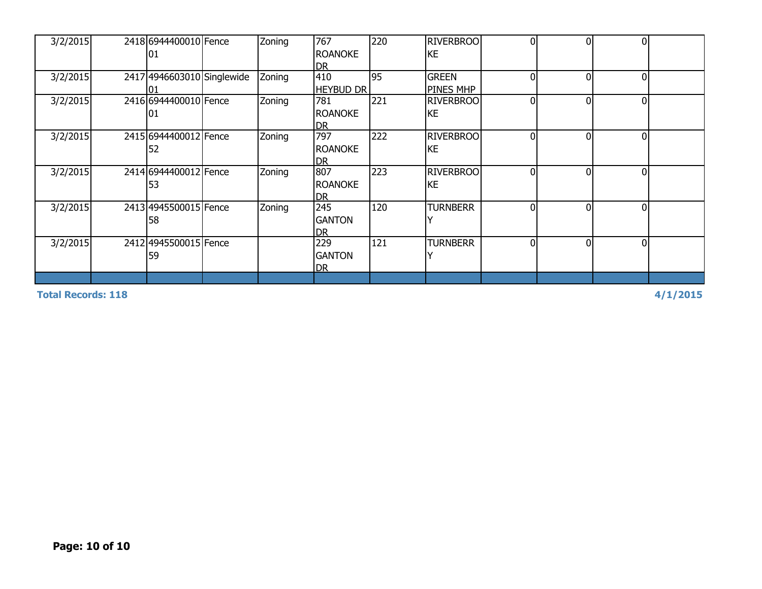| | | | | | | | | | | | |
|---|---|---|---|---|---|---|---|---|---|---|---|
| 3/2/2015 | 2418 | 694440001001 | Fence | Zoning | 767 ROANOKE DR | 220 | RIVERBROOKE | 0 | 0 | 0 | |
| 3/2/2015 | 2417 | 494660301001 | Singlewide | Zoning | 410 HEYBUD DR | 95 | GREEN PINES MHP | 0 | 0 | 0 | |
| 3/2/2015 | 2416 | 694440001001 | Fence | Zoning | 781 ROANOKE DR | 221 | RIVERBROOKE | 0 | 0 | 0 | |
| 3/2/2015 | 2415 | 694440001252 | Fence | Zoning | 797 ROANOKE DR | 222 | RIVERBROOKE | 0 | 0 | 0 | |
| 3/2/2015 | 2414 | 694440001253 | Fence | Zoning | 807 ROANOKE DR | 223 | RIVERBROOKE | 0 | 0 | 0 | |
| 3/2/2015 | 2413 | 494550001558 | Fence | Zoning | 245 GANTON DR | 120 | TURNBERRY | 0 | 0 | 0 | |
| 3/2/2015 | 2412 | 494550001559 | Fence | | 229 GANTON DR | 121 | TURNBERRY | 0 | 0 | 0 | |

**Total Records: 118**

**4/1/2015**